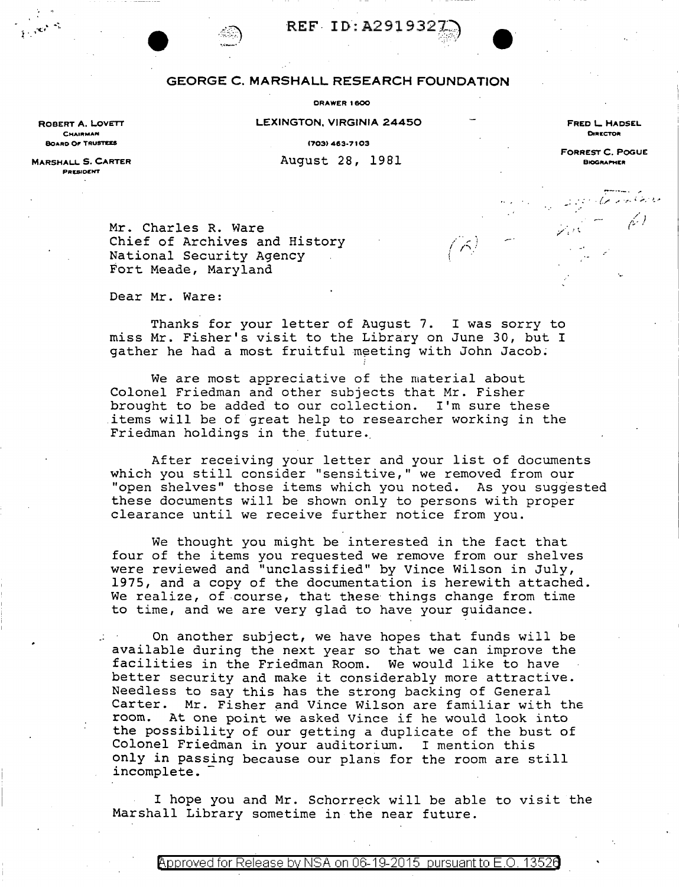REF ID:A2919327

## GEORGE C. MARSHALL RESEARCH FOUNDATION

DRAWER 1600

LEXINGTON, VIRGINIA 24450

(703) 463-7103

ROBERT A. LOVETT
CHAIRMAN
BOARD OF TRUSTEES

MARSHALL S. CARTER
PRESIDENT

FRED L. HADSEL
DIRECTOR

FORREST C. POGUE
BIOGRAPHER

August 28, 1981

Mr. Charles R. Ware
Chief of Archives and History
National Security Agency
Fort Meade, Maryland

Dear Mr. Ware:

Thanks for your letter of August 7. I was sorry to miss Mr. Fisher's visit to the Library on June 30, but I gather he had a most fruitful meeting with John Jacob.

We are most appreciative of the material about Colonel Friedman and other subjects that Mr. Fisher brought to be added to our collection. I'm sure these items will be of great help to researcher working in the Friedman holdings in the future.

After receiving your letter and your list of documents which you still consider "sensitive," we removed from our "open shelves" those items which you noted. As you suggested these documents will be shown only to persons with proper clearance until we receive further notice from you.

We thought you might be interested in the fact that four of the items you requested we remove from our shelves were reviewed and "unclassified" by Vince Wilson in July, 1975, and a copy of the documentation is herewith attached. We realize, of course, that these things change from time to time, and we are very glad to have your guidance.

On another subject, we have hopes that funds will be available during the next year so that we can improve the facilities in the Friedman Room. We would like to have better security and make it considerably more attractive. Needless to say this has the strong backing of General Carter. Mr. Fisher and Vince Wilson are familiar with the room. At one point we asked Vince if he would look into the possibility of our getting a duplicate of the bust of Colonel Friedman in your auditorium. I mention this only in passing because our plans for the room are still incomplete.

I hope you and Mr. Schorreck will be able to visit the Marshall Library sometime in the near future.

Approved for Release by NSA on 06-19-2015 pursuant to E.O. 13526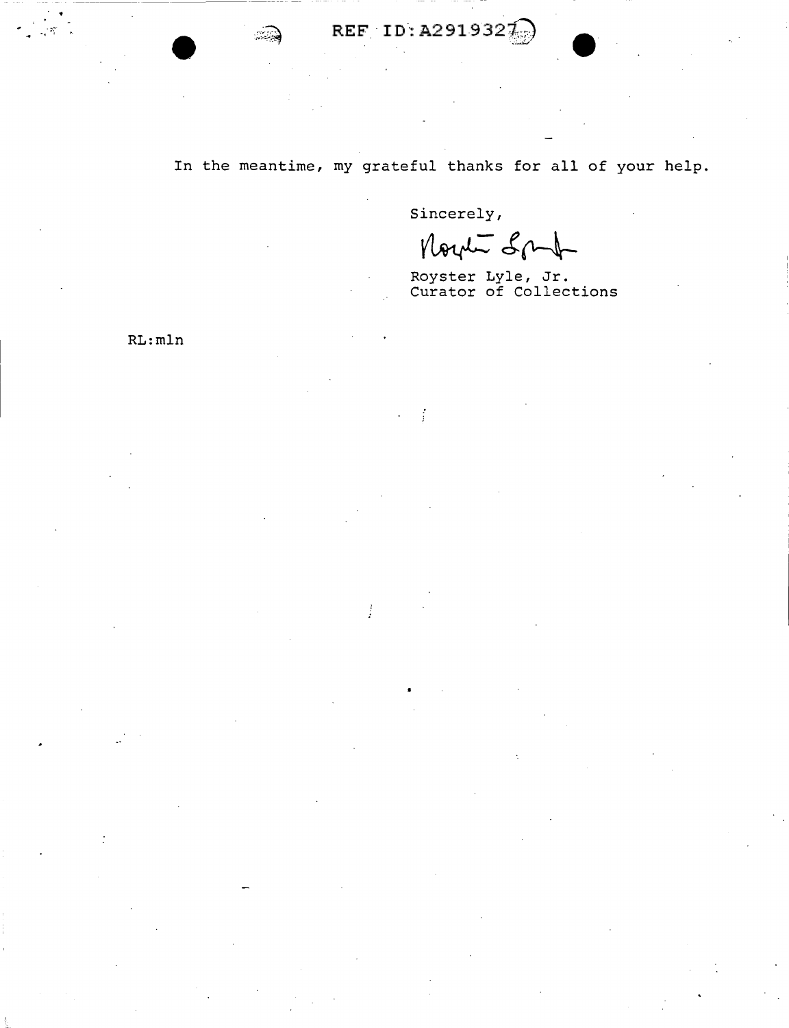REF ID:A2919327

In the meantime, my grateful thanks for all of your help.

Sincerely,

Royster Lyle, Jr.
Curator of Collections

RL:mln